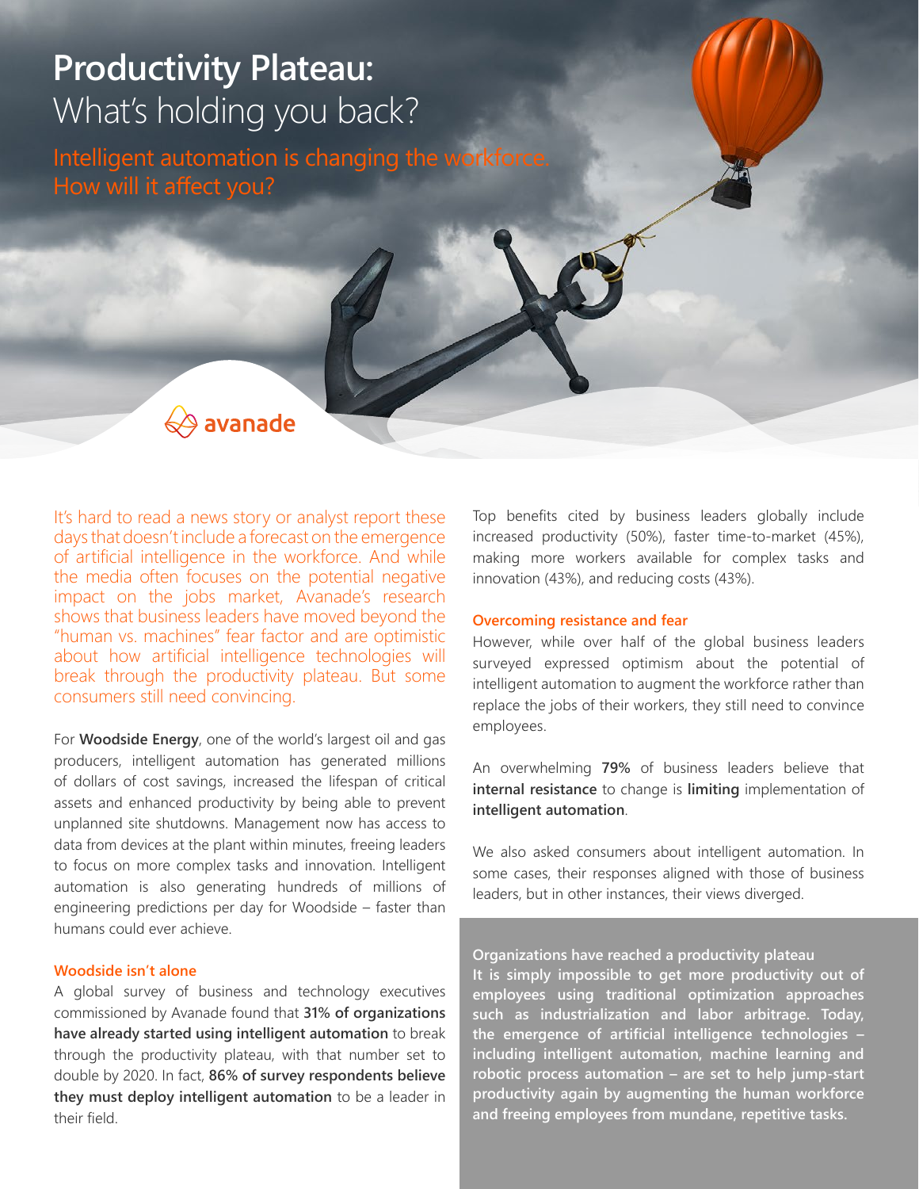# Productivity Plateau: What's holding you back?

Intelligent automation is changing the workforce. How will it affect you?

avanade

It's hard to read a news story or analyst report these days that doesn't include a forecast on the emergence of artificial intelligence in the workforce. And while the media often focuses on the potential negative impact on the jobs market, Avanade's research shows that business leaders have moved beyond the "human vs. machines" fear factor and are optimistic about how artificial intelligence technologies will break through the productivity plateau. But some consumers still need convincing.

For **Woodside Energy**, one of the world's largest oil and gas producers, intelligent automation has generated millions of dollars of cost savings, increased the lifespan of critical assets and enhanced productivity by being able to prevent unplanned site shutdowns. Management now has access to data from devices at the plant within minutes, freeing leaders to focus on more complex tasks and innovation. Intelligent automation is also generating hundreds of millions of engineering predictions per day for Woodside – faster than humans could ever achieve.

### Woodside isn't alone

A global survey of business and technology executives commissioned by Avanade found that **31% of organizations have already started using intelligent automation** to break through the productivity plateau, with that number set to double by 2020. In fact, **86% of survey respondents believe they must deploy intelligent automation** to be a leader in their field.

Top benefits cited by business leaders globally include increased productivity (50%), faster time-to-market (45%), making more workers available for complex tasks and innovation (43%), and reducing costs (43%).

### Overcoming resistance and fear

However, while over half of the global business leaders surveyed expressed optimism about the potential of intelligent automation to augment the workforce rather than replace the jobs of their workers, they still need to convince employees.

An overwhelming **79%** of business leaders believe that **internal resistance** to change is **limiting** implementation of **intelligent automation**.

We also asked consumers about intelligent automation. In some cases, their responses aligned with those of business leaders, but in other instances, their views diverged.

**Organizations have reached a productivity plateau**

**It is simply impossible to get more productivity out of employees using traditional optimization approaches such as industrialization and labor arbitrage. Today, the emergence of artificial intelligence technologies – including intelligent automation, machine learning and robotic process automation – are set to help jump-start productivity again by augmenting the human workforce and freeing employees from mundane, repetitive tasks.**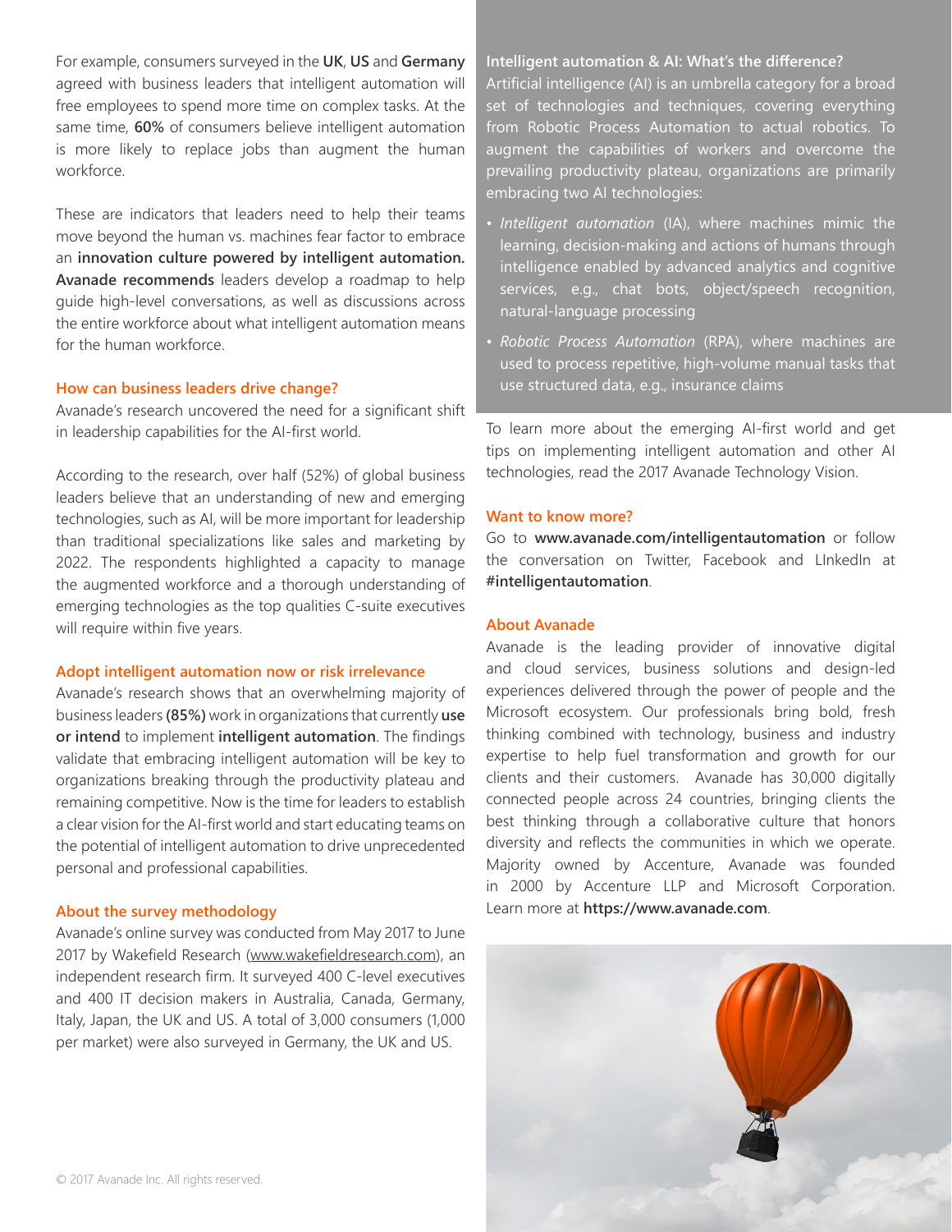For example, consumers surveyed in the **UK**, **US** and **Germany** agreed with business leaders that intelligent automation will free employees to spend more time on complex tasks. At the same time, **60%** of consumers believe intelligent automation is more likely to replace jobs than augment the human workforce.

These are indicators that leaders need to help their teams move beyond the human vs. machines fear factor to embrace an **innovation culture powered by intelligent automation. Avanade recommends** leaders develop a roadmap to help guide high-level conversations, as well as discussions across the entire workforce about what intelligent automation means for the human workforce.

### How can business leaders drive change?

Avanade's research uncovered the need for a significant shift in leadership capabilities for the AI-first world.

According to the research, over half (52%) of global business leaders believe that an understanding of new and emerging technologies, such as AI, will be more important for leadership than traditional specializations like sales and marketing by 2022. The respondents highlighted a capacity to manage the augmented workforce and a thorough understanding of emerging technologies as the top qualities C-suite executives will require within five years.

### Adopt intelligent automation now or risk irrelevance

Avanade's research shows that an overwhelming majority of business leaders **(85%)** work in organizations that currently **use or intend** to implement **intelligent automation**. The findings validate that embracing intelligent automation will be key to organizations breaking through the productivity plateau and remaining competitive. Now is the time for leaders to establish a clear vision for the AI-first world and start educating teams on the potential of intelligent automation to drive unprecedented personal and professional capabilities.

### About the survey methodology

Avanade's online survey was conducted from May 2017 to June 2017 by Wakefield Research (www.wakefieldresearch.com), an independent research firm. It surveyed 400 C-level executives and 400 IT decision makers in Australia, Canada, Germany, Italy, Japan, the UK and US. A total of 3,000 consumers (1,000 per market) were also surveyed in Germany, the UK and US.

### Intelligent automation & AI: What's the difference?

Artificial intelligence (AI) is an umbrella category for a broad set of technologies and techniques, covering everything from Robotic Process Automation to actual robotics. To augment the capabilities of workers and overcome the prevailing productivity plateau, organizations are primarily embracing two AI technologies:

- *Intelligent automation* (IA), where machines mimic the learning, decision-making and actions of humans through intelligence enabled by advanced analytics and cognitive services, e.g., chat bots, object/speech recognition, natural-language processing
- *Robotic Process Automation* (RPA), where machines are used to process repetitive, high-volume manual tasks that use structured data, e.g., insurance claims

To learn more about the emerging AI-first world and get tips on implementing intelligent automation and other AI technologies, read the 2017 Avanade Technology Vision.

### Want to know more?

Go to **www.avanade.com/intelligentautomation** or follow the conversation on Twitter, Facebook and LInkedIn at **#intelligentautomation**.

### About Avanade

Avanade is the leading provider of innovative digital and cloud services, business solutions and design-led experiences delivered through the power of people and the Microsoft ecosystem. Our professionals bring bold, fresh thinking combined with technology, business and industry expertise to help fuel transformation and growth for our clients and their customers. Avanade has 30,000 digitally connected people across 24 countries, bringing clients the best thinking through a collaborative culture that honors diversity and reflects the communities in which we operate. Majority owned by Accenture, Avanade was founded in 2000 by Accenture LLP and Microsoft Corporation. Learn more at **https://www.avanade.com**.

© 2017 Avanade Inc. All rights reserved.